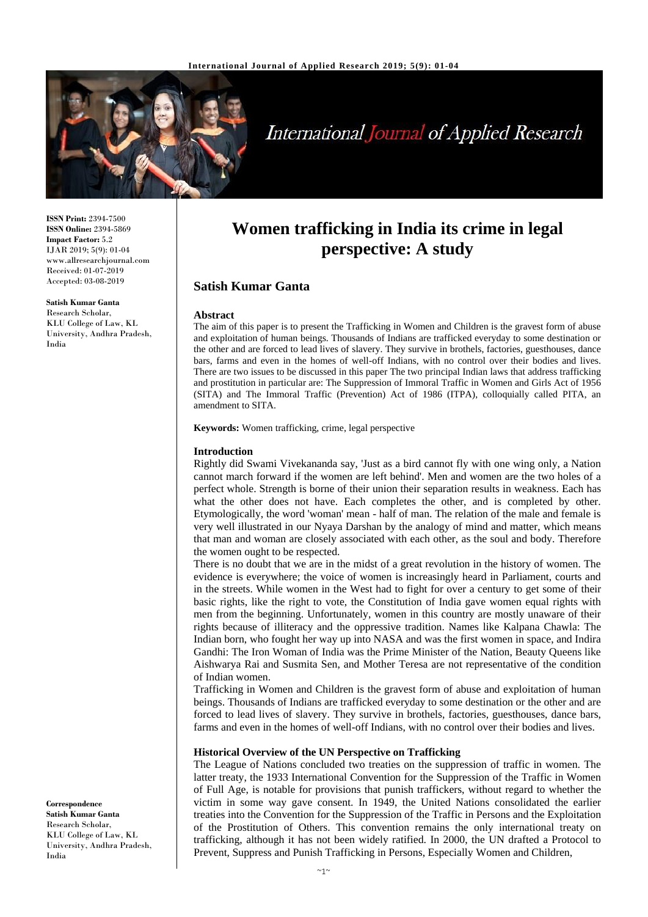**ISSN Print:** 2394-7500
**ISSN Online:** 2394-5869
**Impact Factor:** 5.2
IJAR 2019; 5(9): 01-04
www.allresearchjournal.com
Received: 01-07-2019
Accepted: 03-08-2019

**Satish Kumar Ganta**
Research Scholar,
KLU College of Law, KL University, Andhra Pradesh, India

**Correspondence**
**Satish Kumar Ganta**
Research Scholar,
KLU College of Law, KL University, Andhra Pradesh, India

# Women trafficking in India its crime in legal perspective: A study

## Satish Kumar Ganta

### Abstract

The aim of this paper is to present the Trafficking in Women and Children is the gravest form of abuse and exploitation of human beings. Thousands of Indians are trafficked everyday to some destination or the other and are forced to lead lives of slavery. They survive in brothels, factories, guesthouses, dance bars, farms and even in the homes of well-off Indians, with no control over their bodies and lives. There are two issues to be discussed in this paper The two principal Indian laws that address trafficking and prostitution in particular are: The Suppression of Immoral Traffic in Women and Girls Act of 1956 (SITA) and The Immoral Traffic (Prevention) Act of 1986 (ITPA), colloquially called PITA, an amendment to SITA.

**Keywords:** Women trafficking, crime, legal perspective

### Introduction

Rightly did Swami Vivekananda say, 'Just as a bird cannot fly with one wing only, a Nation cannot march forward if the women are left behind'. Men and women are the two holes of a perfect whole. Strength is borne of their union their separation results in weakness. Each has what the other does not have. Each completes the other, and is completed by other. Etymologically, the word 'woman' mean - half of man. The relation of the male and female is very well illustrated in our Nyaya Darshan by the analogy of mind and matter, which means that man and woman are closely associated with each other, as the soul and body. Therefore the women ought to be respected.

There is no doubt that we are in the midst of a great revolution in the history of women. The evidence is everywhere; the voice of women is increasingly heard in Parliament, courts and in the streets. While women in the West had to fight for over a century to get some of their basic rights, like the right to vote, the Constitution of India gave women equal rights with men from the beginning. Unfortunately, women in this country are mostly unaware of their rights because of illiteracy and the oppressive tradition. Names like Kalpana Chawla: The Indian born, who fought her way up into NASA and was the first women in space, and Indira Gandhi: The Iron Woman of India was the Prime Minister of the Nation, Beauty Queens like Aishwarya Rai and Susmita Sen, and Mother Teresa are not representative of the condition of Indian women.

Trafficking in Women and Children is the gravest form of abuse and exploitation of human beings. Thousands of Indians are trafficked everyday to some destination or the other and are forced to lead lives of slavery. They survive in brothels, factories, guesthouses, dance bars, farms and even in the homes of well-off Indians, with no control over their bodies and lives.

### Historical Overview of the UN Perspective on Trafficking

The League of Nations concluded two treaties on the suppression of traffic in women. The latter treaty, the 1933 International Convention for the Suppression of the Traffic in Women of Full Age, is notable for provisions that punish traffickers, without regard to whether the victim in some way gave consent. In 1949, the United Nations consolidated the earlier treaties into the Convention for the Suppression of the Traffic in Persons and the Exploitation of the Prostitution of Others. This convention remains the only international treaty on trafficking, although it has not been widely ratified. In 2000, the UN drafted a Protocol to Prevent, Suppress and Punish Trafficking in Persons, Especially Women and Children,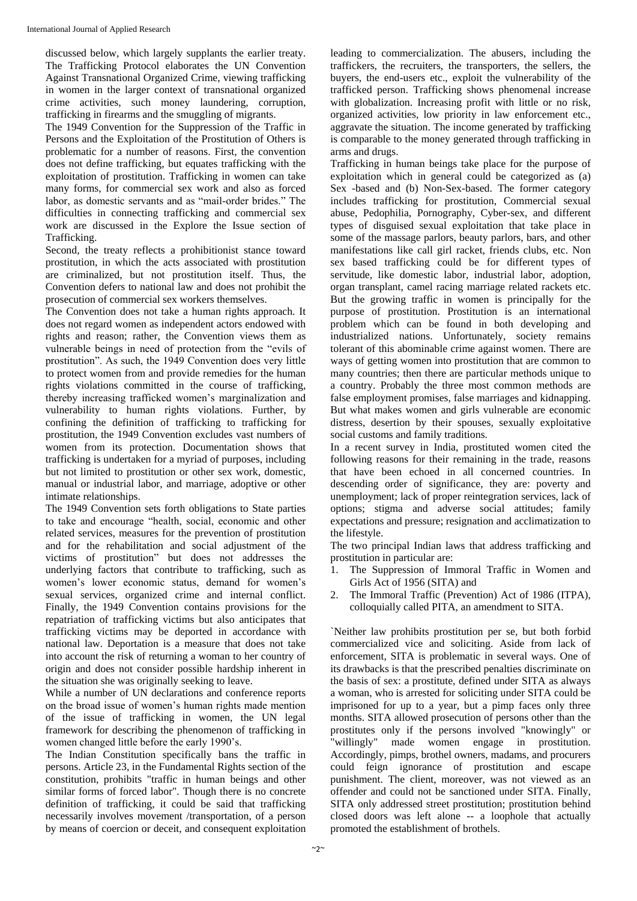discussed below, which largely supplants the earlier treaty. The Trafficking Protocol elaborates the UN Convention Against Transnational Organized Crime, viewing trafficking in women in the larger context of transnational organized crime activities, such money laundering, corruption, trafficking in firearms and the smuggling of migrants.

The 1949 Convention for the Suppression of the Traffic in Persons and the Exploitation of the Prostitution of Others is problematic for a number of reasons. First, the convention does not define trafficking, but equates trafficking with the exploitation of prostitution. Trafficking in women can take many forms, for commercial sex work and also as forced labor, as domestic servants and as "mail-order brides." The difficulties in connecting trafficking and commercial sex work are discussed in the Explore the Issue section of Trafficking.

Second, the treaty reflects a prohibitionist stance toward prostitution, in which the acts associated with prostitution are criminalized, but not prostitution itself. Thus, the Convention defers to national law and does not prohibit the prosecution of commercial sex workers themselves.

The Convention does not take a human rights approach. It does not regard women as independent actors endowed with rights and reason; rather, the Convention views them as vulnerable beings in need of protection from the "evils of prostitution". As such, the 1949 Convention does very little to protect women from and provide remedies for the human rights violations committed in the course of trafficking, thereby increasing trafficked women's marginalization and vulnerability to human rights violations. Further, by confining the definition of trafficking to trafficking for prostitution, the 1949 Convention excludes vast numbers of women from its protection. Documentation shows that trafficking is undertaken for a myriad of purposes, including but not limited to prostitution or other sex work, domestic, manual or industrial labor, and marriage, adoptive or other intimate relationships.

The 1949 Convention sets forth obligations to State parties to take and encourage "health, social, economic and other related services, measures for the prevention of prostitution and for the rehabilitation and social adjustment of the victims of prostitution" but does not addresses the underlying factors that contribute to trafficking, such as women's lower economic status, demand for women's sexual services, organized crime and internal conflict. Finally, the 1949 Convention contains provisions for the repatriation of trafficking victims but also anticipates that trafficking victims may be deported in accordance with national law. Deportation is a measure that does not take into account the risk of returning a woman to her country of origin and does not consider possible hardship inherent in the situation she was originally seeking to leave.

While a number of UN declarations and conference reports on the broad issue of women's human rights made mention of the issue of trafficking in women, the UN legal framework for describing the phenomenon of trafficking in women changed little before the early 1990's.

The Indian Constitution specifically bans the traffic in persons. Article 23, in the Fundamental Rights section of the constitution, prohibits "traffic in human beings and other similar forms of forced labor". Though there is no concrete definition of trafficking, it could be said that trafficking necessarily involves movement /transportation, of a person by means of coercion or deceit, and consequent exploitation leading to commercialization. The abusers, including the traffickers, the recruiters, the transporters, the sellers, the buyers, the end-users etc., exploit the vulnerability of the trafficked person. Trafficking shows phenomenal increase with globalization. Increasing profit with little or no risk, organized activities, low priority in law enforcement etc., aggravate the situation. The income generated by trafficking is comparable to the money generated through trafficking in arms and drugs.

Trafficking in human beings take place for the purpose of exploitation which in general could be categorized as (a) Sex -based and (b) Non-Sex-based. The former category includes trafficking for prostitution, Commercial sexual abuse, Pedophilia, Pornography, Cyber-sex, and different types of disguised sexual exploitation that take place in some of the massage parlors, beauty parlors, bars, and other manifestations like call girl racket, friends clubs, etc. Non sex based trafficking could be for different types of servitude, like domestic labor, industrial labor, adoption, organ transplant, camel racing marriage related rackets etc. But the growing traffic in women is principally for the purpose of prostitution. Prostitution is an international problem which can be found in both developing and industrialized nations. Unfortunately, society remains tolerant of this abominable crime against women. There are ways of getting women into prostitution that are common to many countries; then there are particular methods unique to a country. Probably the three most common methods are false employment promises, false marriages and kidnapping. But what makes women and girls vulnerable are economic distress, desertion by their spouses, sexually exploitative social customs and family traditions.

In a recent survey in India, prostituted women cited the following reasons for their remaining in the trade, reasons that have been echoed in all concerned countries. In descending order of significance, they are: poverty and unemployment; lack of proper reintegration services, lack of options; stigma and adverse social attitudes; family expectations and pressure; resignation and acclimatization to the lifestyle.

The two principal Indian laws that address trafficking and prostitution in particular are:

1. The Suppression of Immoral Traffic in Women and Girls Act of 1956 (SITA) and
2. The Immoral Traffic (Prevention) Act of 1986 (ITPA), colloquially called PITA, an amendment to SITA.

`Neither law prohibits prostitution per se, but both forbid commercialized vice and soliciting. Aside from lack of enforcement, SITA is problematic in several ways. One of its drawbacks is that the prescribed penalties discriminate on the basis of sex: a prostitute, defined under SITA as always a woman, who is arrested for soliciting under SITA could be imprisoned for up to a year, but a pimp faces only three months. SITA allowed prosecution of persons other than the prostitutes only if the persons involved "knowingly" or "willingly" made women engage in prostitution. Accordingly, pimps, brothel owners, madams, and procurers could feign ignorance of prostitution and escape punishment. The client, moreover, was not viewed as an offender and could not be sanctioned under SITA. Finally, SITA only addressed street prostitution; prostitution behind closed doors was left alone -- a loophole that actually promoted the establishment of brothels.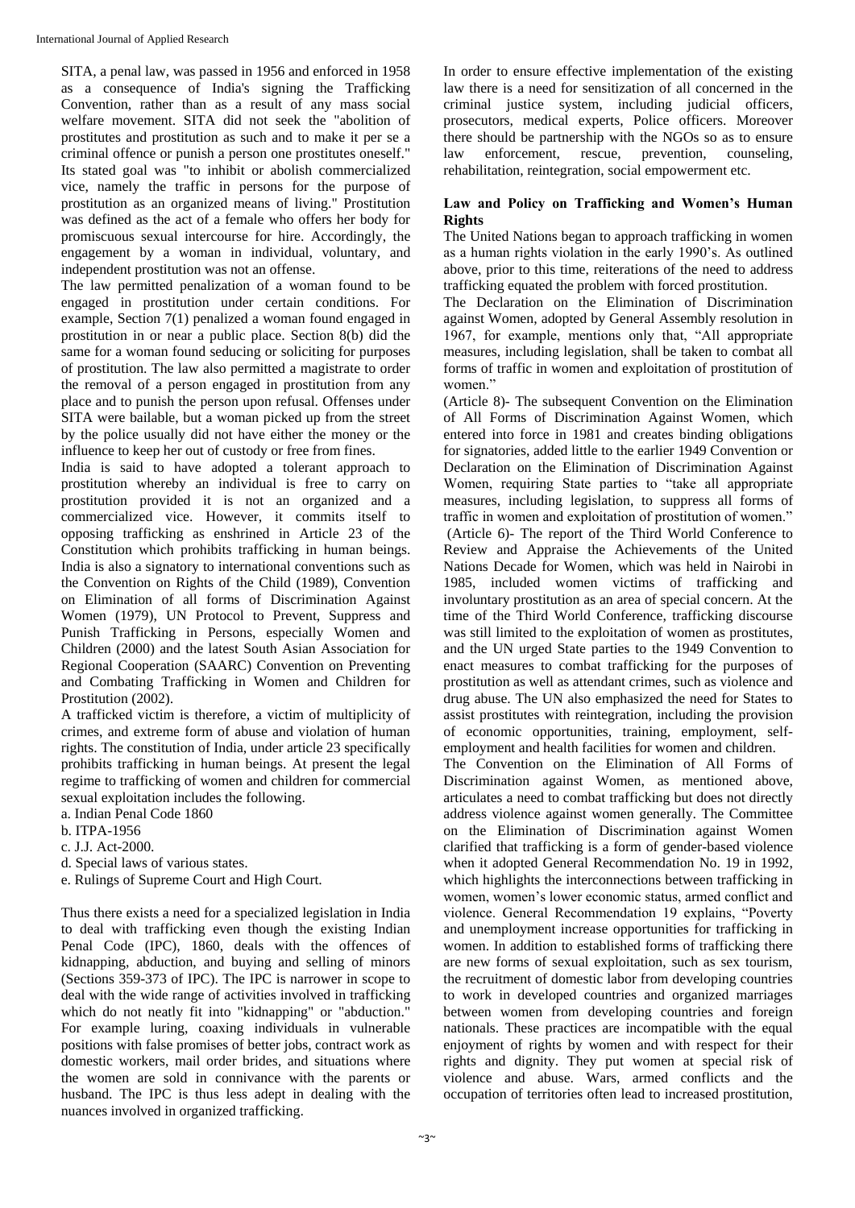SITA, a penal law, was passed in 1956 and enforced in 1958 as a consequence of India's signing the Trafficking Convention, rather than as a result of any mass social welfare movement. SITA did not seek the "abolition of prostitutes and prostitution as such and to make it per se a criminal offence or punish a person one prostitutes oneself." Its stated goal was "to inhibit or abolish commercialized vice, namely the traffic in persons for the purpose of prostitution as an organized means of living." Prostitution was defined as the act of a female who offers her body for promiscuous sexual intercourse for hire. Accordingly, the engagement by a woman in individual, voluntary, and independent prostitution was not an offense.

The law permitted penalization of a woman found to be engaged in prostitution under certain conditions. For example, Section 7(1) penalized a woman found engaged in prostitution in or near a public place. Section 8(b) did the same for a woman found seducing or soliciting for purposes of prostitution. The law also permitted a magistrate to order the removal of a person engaged in prostitution from any place and to punish the person upon refusal. Offenses under SITA were bailable, but a woman picked up from the street by the police usually did not have either the money or the influence to keep her out of custody or free from fines.

India is said to have adopted a tolerant approach to prostitution whereby an individual is free to carry on prostitution provided it is not an organized and a commercialized vice. However, it commits itself to opposing trafficking as enshrined in Article 23 of the Constitution which prohibits trafficking in human beings. India is also a signatory to international conventions such as the Convention on Rights of the Child (1989), Convention on Elimination of all forms of Discrimination Against Women (1979), UN Protocol to Prevent, Suppress and Punish Trafficking in Persons, especially Women and Children (2000) and the latest South Asian Association for Regional Cooperation (SAARC) Convention on Preventing and Combating Trafficking in Women and Children for Prostitution (2002).

A trafficked victim is therefore, a victim of multiplicity of crimes, and extreme form of abuse and violation of human rights. The constitution of India, under article 23 specifically prohibits trafficking in human beings. At present the legal regime to trafficking of women and children for commercial sexual exploitation includes the following.

a. Indian Penal Code 1860
b. ITPA-1956
c. J.J. Act-2000.
d. Special laws of various states.
e. Rulings of Supreme Court and High Court.

Thus there exists a need for a specialized legislation in India to deal with trafficking even though the existing Indian Penal Code (IPC), 1860, deals with the offences of kidnapping, abduction, and buying and selling of minors (Sections 359-373 of IPC). The IPC is narrower in scope to deal with the wide range of activities involved in trafficking which do not neatly fit into "kidnapping" or "abduction." For example luring, coaxing individuals in vulnerable positions with false promises of better jobs, contract work as domestic workers, mail order brides, and situations where the women are sold in connivance with the parents or husband. The IPC is thus less adept in dealing with the nuances involved in organized trafficking.

In order to ensure effective implementation of the existing law there is a need for sensitization of all concerned in the criminal justice system, including judicial officers, prosecutors, medical experts, Police officers. Moreover there should be partnership with the NGOs so as to ensure law enforcement, rescue, prevention, counseling, rehabilitation, reintegration, social empowerment etc.

**Law and Policy on Trafficking and Women's Human Rights**

The United Nations began to approach trafficking in women as a human rights violation in the early 1990's. As outlined above, prior to this time, reiterations of the need to address trafficking equated the problem with forced prostitution.

The Declaration on the Elimination of Discrimination against Women, adopted by General Assembly resolution in 1967, for example, mentions only that, "All appropriate measures, including legislation, shall be taken to combat all forms of traffic in women and exploitation of prostitution of women."

(Article 8)- The subsequent Convention on the Elimination of All Forms of Discrimination Against Women, which entered into force in 1981 and creates binding obligations for signatories, added little to the earlier 1949 Convention or Declaration on the Elimination of Discrimination Against Women, requiring State parties to "take all appropriate measures, including legislation, to suppress all forms of traffic in women and exploitation of prostitution of women."

(Article 6)- The report of the Third World Conference to Review and Appraise the Achievements of the United Nations Decade for Women, which was held in Nairobi in 1985, included women victims of trafficking and involuntary prostitution as an area of special concern. At the time of the Third World Conference, trafficking discourse was still limited to the exploitation of women as prostitutes, and the UN urged State parties to the 1949 Convention to enact measures to combat trafficking for the purposes of prostitution as well as attendant crimes, such as violence and drug abuse. The UN also emphasized the need for States to assist prostitutes with reintegration, including the provision of economic opportunities, training, employment, self-employment and health facilities for women and children.

The Convention on the Elimination of All Forms of Discrimination against Women, as mentioned above, articulates a need to combat trafficking but does not directly address violence against women generally. The Committee on the Elimination of Discrimination against Women clarified that trafficking is a form of gender-based violence when it adopted General Recommendation No. 19 in 1992, which highlights the interconnections between trafficking in women, women's lower economic status, armed conflict and violence. General Recommendation 19 explains, "Poverty and unemployment increase opportunities for trafficking in women. In addition to established forms of trafficking there are new forms of sexual exploitation, such as sex tourism, the recruitment of domestic labor from developing countries to work in developed countries and organized marriages between women from developing countries and foreign nationals. These practices are incompatible with the equal enjoyment of rights by women and with respect for their rights and dignity. They put women at special risk of violence and abuse. Wars, armed conflicts and the occupation of territories often lead to increased prostitution,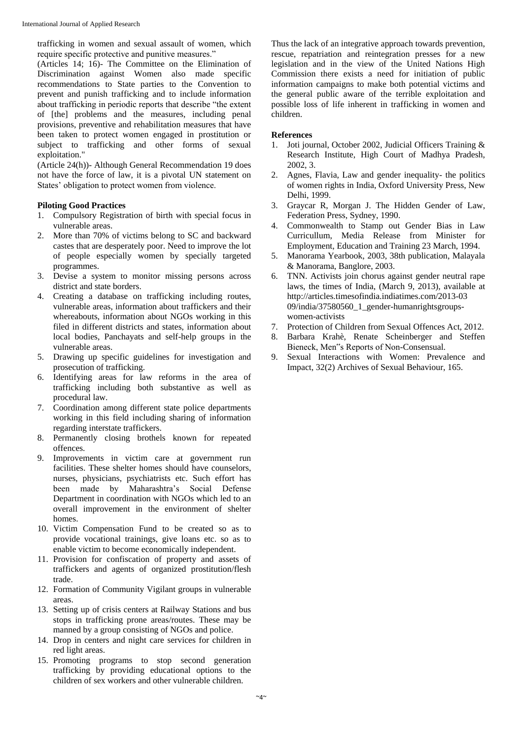trafficking in women and sexual assault of women, which require specific protective and punitive measures."

(Articles 14; 16)- The Committee on the Elimination of Discrimination against Women also made specific recommendations to State parties to the Convention to prevent and punish trafficking and to include information about trafficking in periodic reports that describe "the extent of [the] problems and the measures, including penal provisions, preventive and rehabilitation measures that have been taken to protect women engaged in prostitution or subject to trafficking and other forms of sexual exploitation."

(Article 24(h))- Although General Recommendation 19 does not have the force of law, it is a pivotal UN statement on States' obligation to protect women from violence.

**Piloting Good Practices**

1. Compulsory Registration of birth with special focus in vulnerable areas.
2. More than 70% of victims belong to SC and backward castes that are desperately poor. Need to improve the lot of people especially women by specially targeted programmes.
3. Devise a system to monitor missing persons across district and state borders.
4. Creating a database on trafficking including routes, vulnerable areas, information about traffickers and their whereabouts, information about NGOs working in this filed in different districts and states, information about local bodies, Panchayats and self-help groups in the vulnerable areas.
5. Drawing up specific guidelines for investigation and prosecution of trafficking.
6. Identifying areas for law reforms in the area of trafficking including both substantive as well as procedural law.
7. Coordination among different state police departments working in this field including sharing of information regarding interstate traffickers.
8. Permanently closing brothels known for repeated offences.
9. Improvements in victim care at government run facilities. These shelter homes should have counselors, nurses, physicians, psychiatrists etc. Such effort has been made by Maharashtra's Social Defense Department in coordination with NGOs which led to an overall improvement in the environment of shelter homes.
10. Victim Compensation Fund to be created so as to provide vocational trainings, give loans etc. so as to enable victim to become economically independent.
11. Provision for confiscation of property and assets of traffickers and agents of organized prostitution/flesh trade.
12. Formation of Community Vigilant groups in vulnerable areas.
13. Setting up of crisis centers at Railway Stations and bus stops in trafficking prone areas/routes. These may be manned by a group consisting of NGOs and police.
14. Drop in centers and night care services for children in red light areas.
15. Promoting programs to stop second generation trafficking by providing educational options to the children of sex workers and other vulnerable children.

Thus the lack of an integrative approach towards prevention, rescue, repatriation and reintegration presses for a new legislation and in the view of the United Nations High Commission there exists a need for initiation of public information campaigns to make both potential victims and the general public aware of the terrible exploitation and possible loss of life inherent in trafficking in women and children.

**References**

1. Joti journal, October 2002, Judicial Officers Training & Research Institute, High Court of Madhya Pradesh, 2002, 3.
2. Agnes, Flavia, Law and gender inequality- the politics of women rights in India, Oxford University Press, New Delhi, 1999.
3. Graycar R, Morgan J. The Hidden Gender of Law, Federation Press, Sydney, 1990.
4. Commonwealth to Stamp out Gender Bias in Law Curricullum, Media Release from Minister for Employment, Education and Training 23 March, 1994.
5. Manorama Yearbook, 2003, 38th publication, Malayala & Manorama, Banglore, 2003.
6. TNN. Activists join chorus against gender neutral rape laws, the times of India, (March 9, 2013), available at http://articles.timesofindia.indiatimes.com/2013-03 09/india/37580560_1_gender-humanrightsgroups-women-activists
7. Protection of Children from Sexual Offences Act, 2012.
8. Barbara Krahè, Renate Scheinberger and Steffen Bieneck, Men"s Reports of Non-Consensual.
9. Sexual Interactions with Women: Prevalence and Impact, 32(2) Archives of Sexual Behaviour, 165.